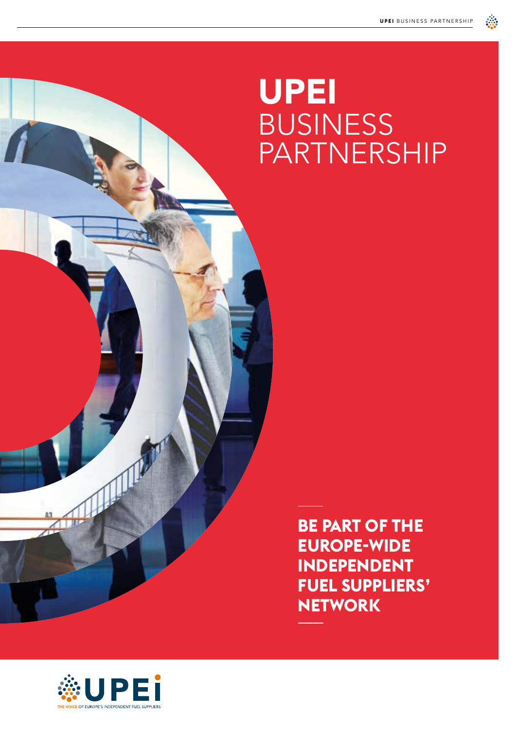# UPEI BUSINESS PARTNERSHIP

**BE PART OF THE EUROPE-WIDE INDEPENDENT FUEL SUPPLIERS' NETWORK**

UPEi

THE VOICE OF EUROPE'S INDEPENDENT FUEL SUPPLIERS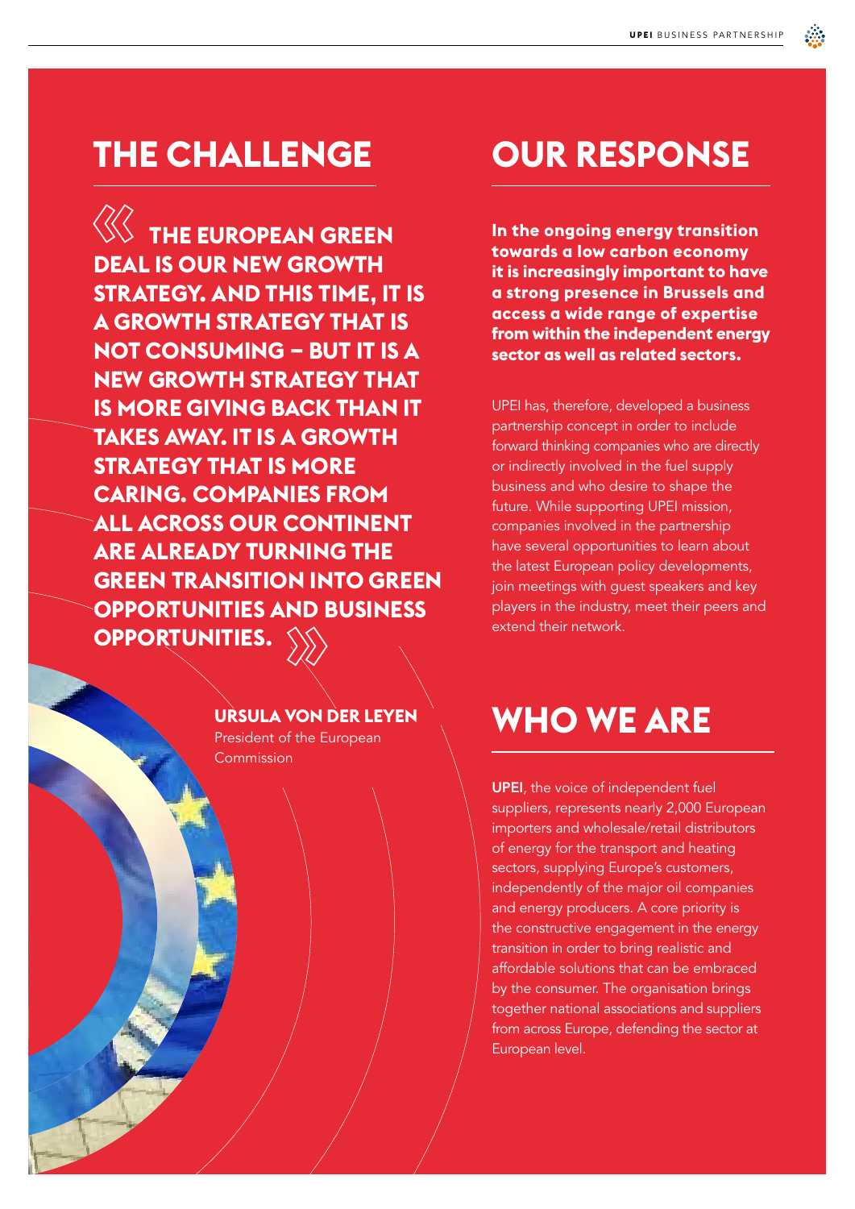## THE CHALLENGE

**THE EUROPEAN GREEN DEAL IS OUR NEW GROWTH STRATEGY. AND THIS TIME, IT IS A GROWTH STRATEGY THAT IS NOT CONSUMING – BUT IT IS A NEW GROWTH STRATEGY THAT IS MORE GIVING BACK THAN IT TAKES AWAY. IT IS A GROWTH STRATEGY THAT IS MORE CARING. COMPANIES FROM ALL ACROSS OUR CONTINENT ARE ALREADY TURNING THE GREEN TRANSITION INTO GREEN OPPORTUNITIES AND BUSINESS OPPORTUNITIES.**

**URSULA VON DER LEYEN**
President of the European Commission

## OUR RESPONSE

**In the ongoing energy transition towards a low carbon economy it is increasingly important to have a strong presence in Brussels and access a wide range of expertise from within the independent energy sector as well as related sectors.**

UPEI has, therefore, developed a business partnership concept in order to include forward thinking companies who are directly or indirectly involved in the fuel supply business and who desire to shape the future. While supporting UPEI mission, companies involved in the partnership have several opportunities to learn about the latest European policy developments, join meetings with guest speakers and key players in the industry, meet their peers and extend their network.

## WHO WE ARE

**UPEI**, the voice of independent fuel suppliers, represents nearly 2,000 European importers and wholesale/retail distributors of energy for the transport and heating sectors, supplying Europe's customers, independently of the major oil companies and energy producers. A core priority is the constructive engagement in the energy transition in order to bring realistic and affordable solutions that can be embraced by the consumer. The organisation brings together national associations and suppliers from across Europe, defending the sector at European level.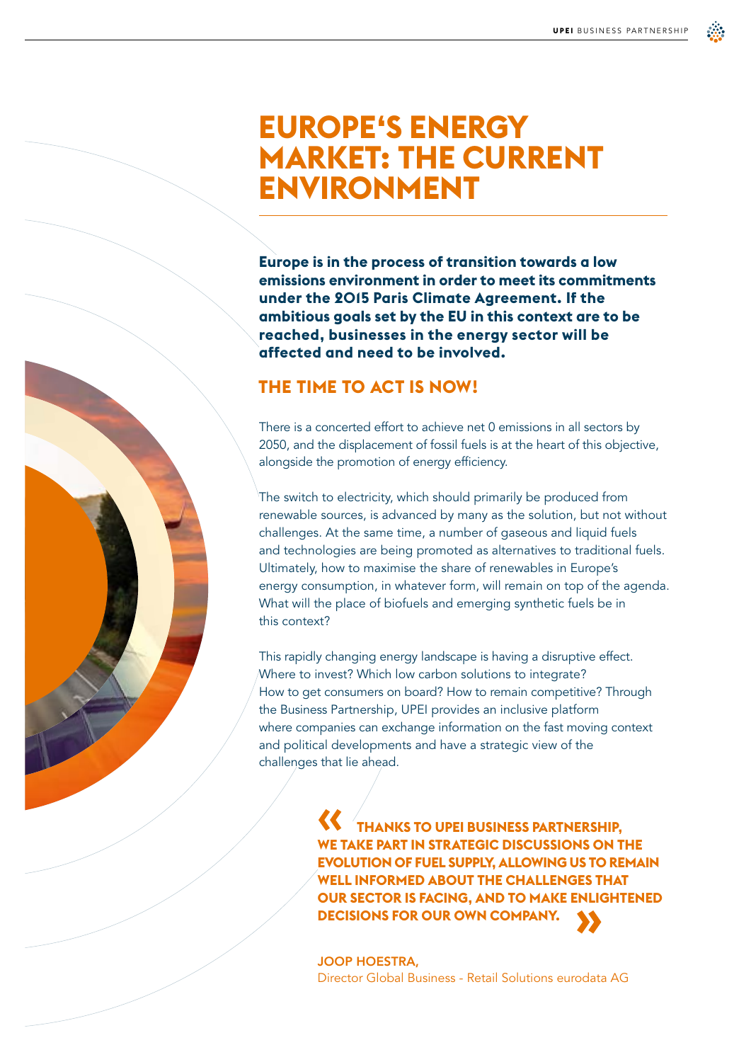# EUROPE'S ENERGY MARKET: THE CURRENT ENVIRONMENT

**Europe is in the process of transition towards a low emissions environment in order to meet its commitments under the 2015 Paris Climate Agreement. If the ambitious goals set by the EU in this context are to be reached, businesses in the energy sector will be affected and need to be involved.**

## THE TIME TO ACT IS NOW!

There is a concerted effort to achieve net 0 emissions in all sectors by 2050, and the displacement of fossil fuels is at the heart of this objective, alongside the promotion of energy efficiency.

The switch to electricity, which should primarily be produced from renewable sources, is advanced by many as the solution, but not without challenges. At the same time, a number of gaseous and liquid fuels and technologies are being promoted as alternatives to traditional fuels. Ultimately, how to maximise the share of renewables in Europe's energy consumption, in whatever form, will remain on top of the agenda. What will the place of biofuels and emerging synthetic fuels be in this context?

This rapidly changing energy landscape is having a disruptive effect. Where to invest? Which low carbon solutions to integrate? How to get consumers on board? How to remain competitive? Through the Business Partnership, UPEI provides an inclusive platform where companies can exchange information on the fast moving context and political developments and have a strategic view of the challenges that lie ahead.

> « THANKS TO UPEI BUSINESS PARTNERSHIP, WE TAKE PART IN STRATEGIC DISCUSSIONS ON THE EVOLUTION OF FUEL SUPPLY, ALLOWING US TO REMAIN WELL INFORMED ABOUT THE CHALLENGES THAT OUR SECTOR IS FACING, AND TO MAKE ENLIGHTENED DECISIONS FOR OUR OWN COMPANY. »

**JOOP HOESTRA,**
Director Global Business - Retail Solutions eurodata AG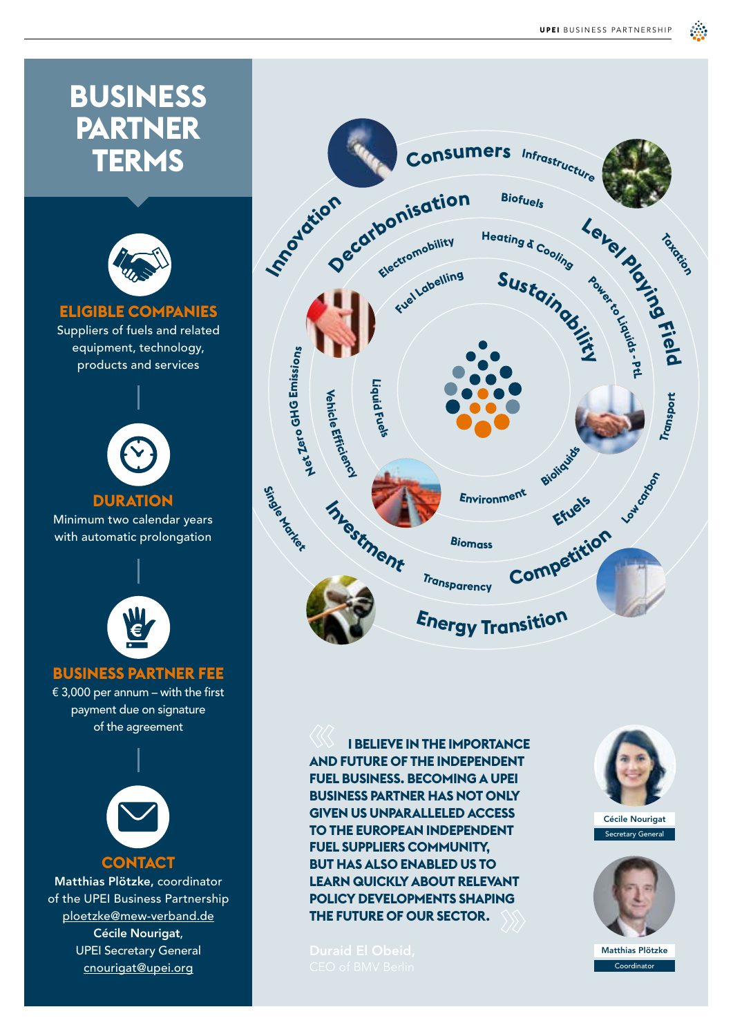# BUSINESS PARTNER TERMS

## ELIGIBLE COMPANIES

Suppliers of fuels and related equipment, technology, products and services

## DURATION

Minimum two calendar years with automatic prolongation

## BUSINESS PARTNER FEE

€ 3,000 per annum – with the first payment due on signature of the agreement

## CONTACT

**Matthias Plötzke,** coordinator of the UPEI Business Partnership
ploetzke@mew-verband.de

**Cécile Nourigat**,
UPEI Secretary General
cnourigat@upei.org

Consumers, Infrastructure, Innovation, Decarbonisation, Biofuels, Level Playing Field, Taxation, Electromobility, Heating & Cooling, Fuel Labelling, Sustainability, Power to Liquids - PtL, Net Zero GHG Emissions, Vehicle Efficiency, Liquid Fuels, Transport, Bioliquids, Single Market, Environment, Low carbon, Investment, Efuels, Biomass, Competition, Transparency, Energy Transition

**I BELIEVE IN THE IMPORTANCE AND FUTURE OF THE INDEPENDENT FUEL BUSINESS. BECOMING A UPEI BUSINESS PARTNER HAS NOT ONLY GIVEN US UNPARALLELED ACCESS TO THE EUROPEAN INDEPENDENT FUEL SUPPLIERS COMMUNITY, BUT HAS ALSO ENABLED US TO LEARN QUICKLY ABOUT RELEVANT POLICY DEVELOPMENTS SHAPING THE FUTURE OF OUR SECTOR.**

**Duraid El Obeid,**
CEO of BMV Berlin

Cécile Nourigat
Secretary General

Matthias Plötzke
Coordinator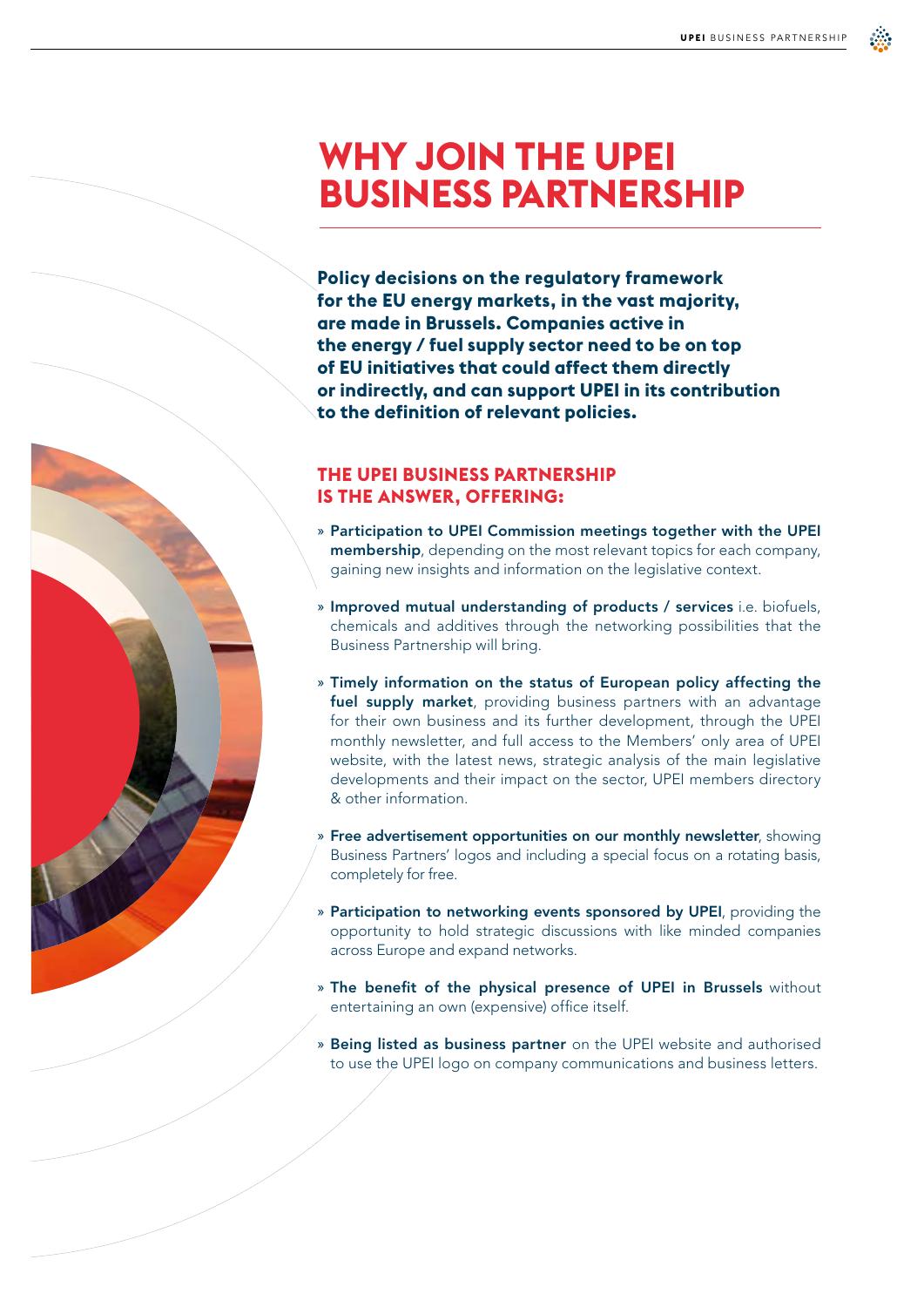# WHY JOIN THE UPEI BUSINESS PARTNERSHIP

**Policy decisions on the regulatory framework for the EU energy markets, in the vast majority, are made in Brussels. Companies active in the energy / fuel supply sector need to be on top of EU initiatives that could affect them directly or indirectly, and can support UPEI in its contribution to the definition of relevant policies.**

## THE UPEI BUSINESS PARTNERSHIP IS THE ANSWER, OFFERING:

- **Participation to UPEI Commission meetings together with the UPEI membership**, depending on the most relevant topics for each company, gaining new insights and information on the legislative context.
- **Improved mutual understanding of products / services** i.e. biofuels, chemicals and additives through the networking possibilities that the Business Partnership will bring.
- **Timely information on the status of European policy affecting the fuel supply market**, providing business partners with an advantage for their own business and its further development, through the UPEI monthly newsletter, and full access to the Members' only area of UPEI website, with the latest news, strategic analysis of the main legislative developments and their impact on the sector, UPEI members directory & other information.
- **Free advertisement opportunities on our monthly newsletter**, showing Business Partners' logos and including a special focus on a rotating basis, completely for free.
- **Participation to networking events sponsored by UPEI**, providing the opportunity to hold strategic discussions with like minded companies across Europe and expand networks.
- **The benefit of the physical presence of UPEI in Brussels** without entertaining an own (expensive) office itself.
- **Being listed as business partner** on the UPEI website and authorised to use the UPEI logo on company communications and business letters.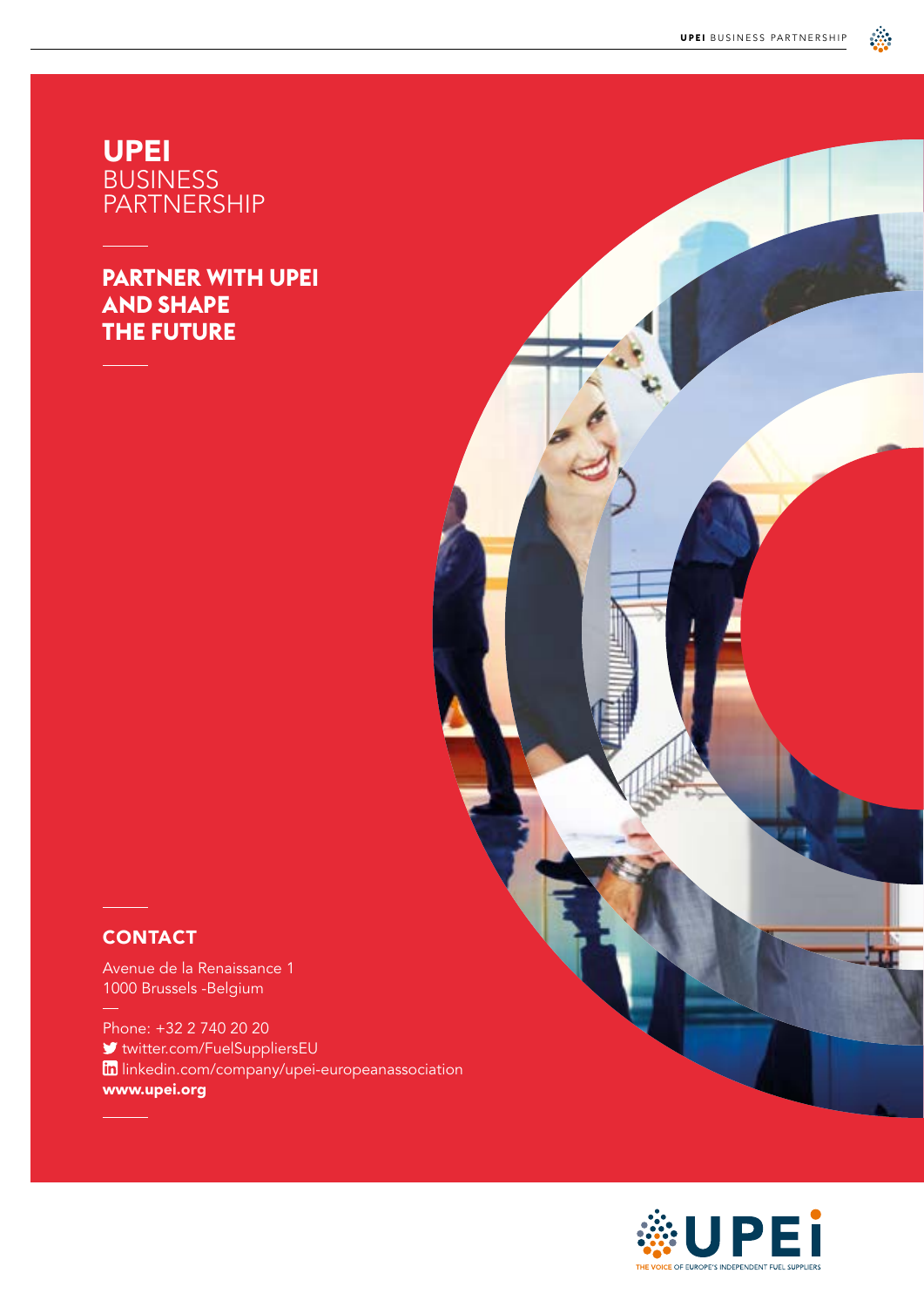# UPEI
BUSINESS
PARTNERSHIP

## PARTNER WITH UPEI AND SHAPE THE FUTURE

## CONTACT

Avenue de la Renaissance 1
1000 Brussels -Belgium

Phone: +32 2 740 20 20
twitter.com/FuelSuppliersEU
linkedin.com/company/upei-europeanassociation
**www.upei.org**

UPEI
THE VOICE OF EUROPE'S INDEPENDENT FUEL SUPPLIERS